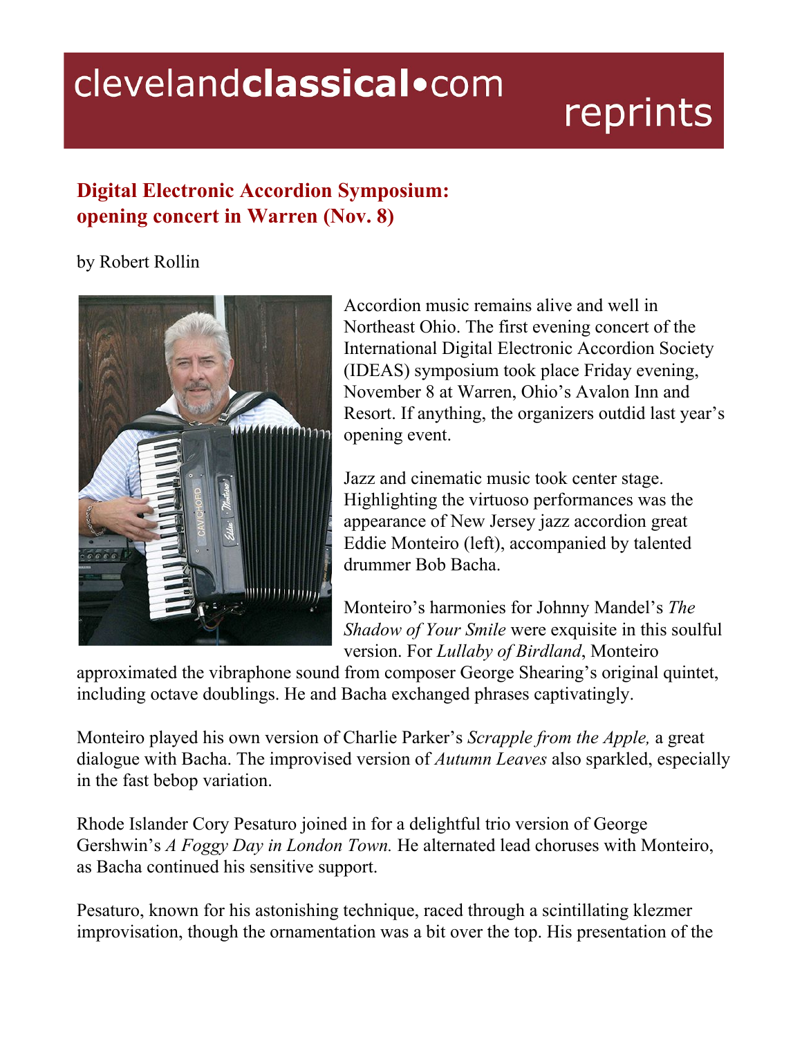# Digital Electronic Accordion Symposium: opening concert in Warren (Nov. 8)

by Robert Rollin

Accordion music remains alive and well in Northeast Ohio. The first evening concert of the International Digital Electronic Accordion Society (IDEAS) symposium took place Friday evening, November 8 at Warren, Ohio's Avalon Inn and Resort. If anything, the organizers outdid last year's opening event.

Jazz and cinematic music took center stage. Highlighting the virtuoso performances was the appearance of New Jersey jazz accordion great Eddie Monteiro (left), accompanied by talented drummer Bob Bacha.

Monteiro's harmonies for Johnny Mandel's *The Shadow of Your Smile* were exquisite in this soulful version. For *Lullaby of Birdland*, Monteiro approximated the vibraphone sound from composer George Shearing's original quintet, including octave doublings. He and Bacha exchanged phrases captivatingly.

Monteiro played his own version of Charlie Parker's *Scrapple from the Apple,* a great dialogue with Bacha. The improvised version of *Autumn Leaves* also sparkled, especially in the fast bebop variation.

Rhode Islander Cory Pesaturo joined in for a delightful trio version of George Gershwin's *A Foggy Day in London Town.* He alternated lead choruses with Monteiro, as Bacha continued his sensitive support.

Pesaturo, known for his astonishing technique, raced through a scintillating klezmer improvisation, though the ornamentation was a bit over the top. His presentation of the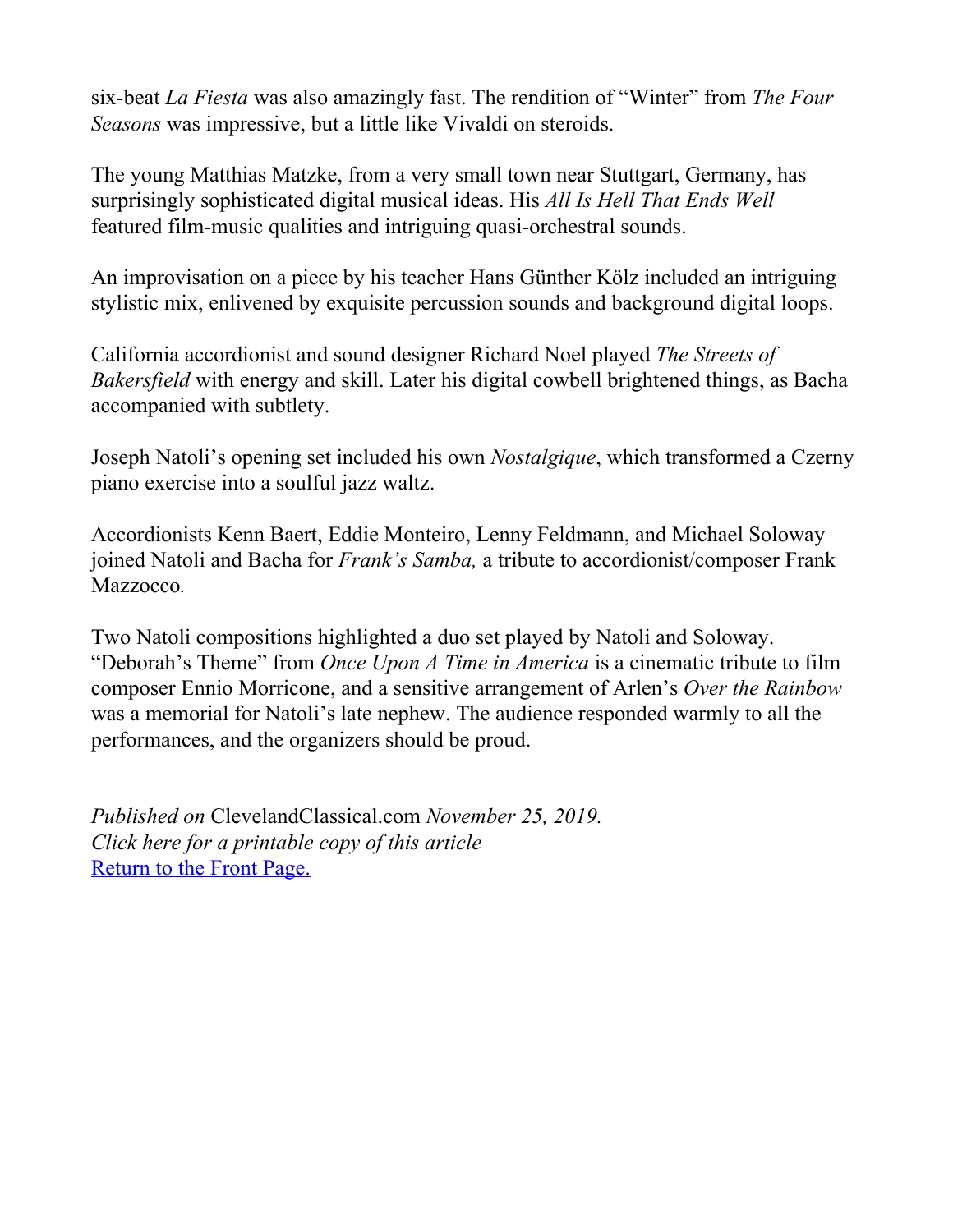six-beat *La Fiesta* was also amazingly fast. The rendition of "Winter" from *The Four Seasons* was impressive, but a little like Vivaldi on steroids.

The young Matthias Matzke, from a very small town near Stuttgart, Germany, has surprisingly sophisticated digital musical ideas. His *All Is Hell That Ends Well* featured film-music qualities and intriguing quasi-orchestral sounds.

An improvisation on a piece by his teacher Hans Günther Kölz included an intriguing stylistic mix, enlivened by exquisite percussion sounds and background digital loops.

California accordionist and sound designer Richard Noel played *The Streets of Bakersfield* with energy and skill. Later his digital cowbell brightened things, as Bacha accompanied with subtlety.

Joseph Natoli's opening set included his own *Nostalgique*, which transformed a Czerny piano exercise into a soulful jazz waltz.

Accordionists Kenn Baert, Eddie Monteiro, Lenny Feldmann, and Michael Soloway joined Natoli and Bacha for *Frank's Samba,* a tribute to accordionist/composer Frank Mazzocco.

Two Natoli compositions highlighted a duo set played by Natoli and Soloway. "Deborah's Theme" from *Once Upon A Time in America* is a cinematic tribute to film composer Ennio Morricone, and a sensitive arrangement of Arlen's *Over the Rainbow* was a memorial for Natoli's late nephew. The audience responded warmly to all the performances, and the organizers should be proud.

*Published on* ClevelandClassical.com *November 25, 2019.*
*Click here for a printable copy of this article*
[Return to the Front Page.]